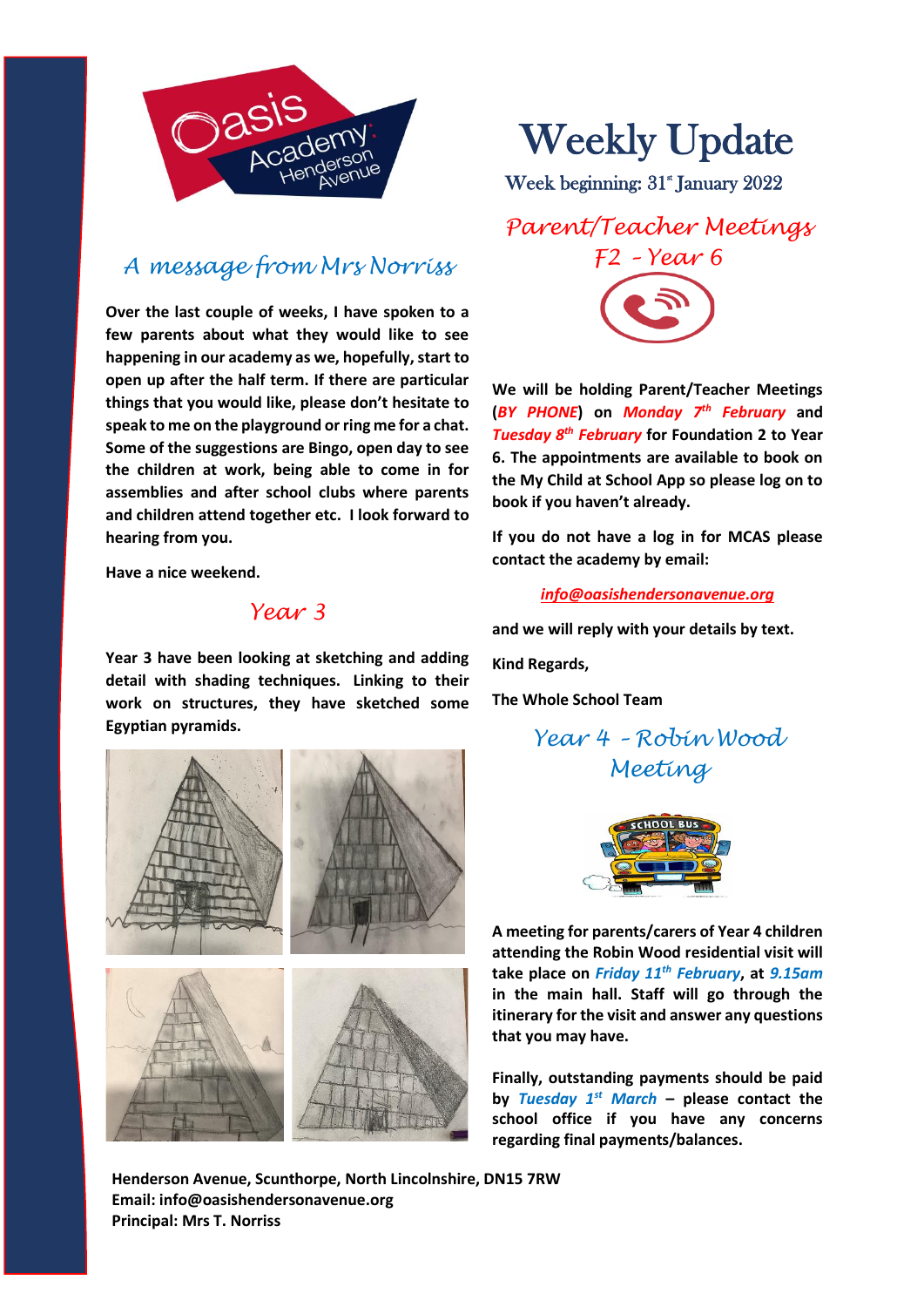# Weekly Update

Week beginning: 31st January 2022

## A message from Mrs Norriss

**Over the last couple of weeks, I have spoken to a few parents about what they would like to see happening in our academy as we, hopefully, start to open up after the half term. If there are particular things that you would like, please don't hesitate to speak to me on the playground or ring me for a chat. Some of the suggestions are Bingo, open day to see the children at work, being able to come in for assemblies and after school clubs where parents and children attend together etc. I look forward to hearing from you.**

**Have a nice weekend.**

## Year 3

**Year 3 have been looking at sketching and adding detail with shading techniques. Linking to their work on structures, they have sketched some Egyptian pyramids.**

## Parent/Teacher Meetings F2 - Year 6

**We will be holding Parent/Teacher Meetings (*BY PHONE*) on *Monday 7th February* and *Tuesday 8th February* for Foundation 2 to Year 6. The appointments are available to book on the My Child at School App so please log on to book if you haven't already.**

**If you do not have a log in for MCAS please contact the academy by email:**

***info@oasishendersonavenue.org***

**and we will reply with your details by text.**

**Kind Regards,**

**The Whole School Team**

## Year 4 - Robin Wood Meeting

**A meeting for parents/carers of Year 4 children attending the Robin Wood residential visit will take place on *Friday 11th February*, at *9.15am* in the main hall. Staff will go through the itinerary for the visit and answer any questions that you may have.**

**Finally, outstanding payments should be paid by *Tuesday 1st March* – please contact the school office if you have any concerns regarding final payments/balances.**

**Henderson Avenue, Scunthorpe, North Lincolnshire, DN15 7RW**
**Email: info@oasishendersonavenue.org**
**Principal: Mrs T. Norriss**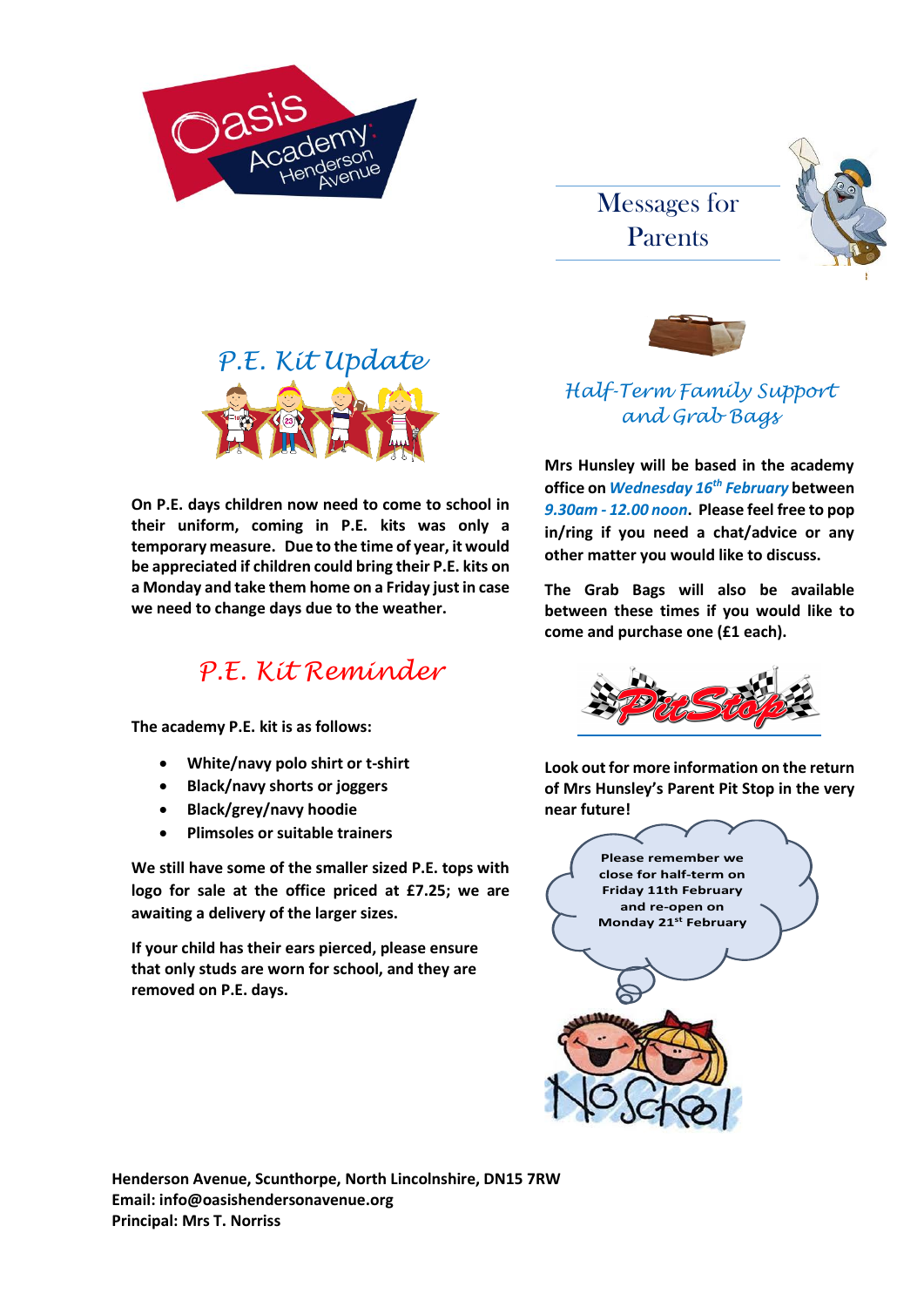# Messages for Parents

## P.E. Kit Update

**On P.E. days children now need to come to school in their uniform, coming in P.E. kits was only a temporary measure. Due to the time of year, it would be appreciated if children could bring their P.E. kits on a Monday and take them home on a Friday just in case we need to change days due to the weather.**

## P.E. Kit Reminder

**The academy P.E. kit is as follows:**

- **White/navy polo shirt or t-shirt**
- **Black/navy shorts or joggers**
- **Black/grey/navy hoodie**
- **Plimsoles or suitable trainers**

**We still have some of the smaller sized P.E. tops with logo for sale at the office priced at £7.25; we are awaiting a delivery of the larger sizes.**

**If your child has their ears pierced, please ensure that only studs are worn for school, and they are removed on P.E. days.**

## Half-Term Family Support and Grab Bags

**Mrs Hunsley will be based in the academy office on *Wednesday 16th February* between *9.30am - 12.00 noon*. Please feel free to pop in/ring if you need a chat/advice or any other matter you would like to discuss.**

**The Grab Bags will also be available between these times if you would like to come and purchase one (£1 each).**

## Pit Stop

**Look out for more information on the return of Mrs Hunsley's Parent Pit Stop in the very near future!**

**Please remember we close for half-term on Friday 11th February and re-open on Monday 21st February**

No School

**Henderson Avenue, Scunthorpe, North Lincolnshire, DN15 7RW**
**Email: info@oasishendersonavenue.org**
**Principal: Mrs T. Norriss**